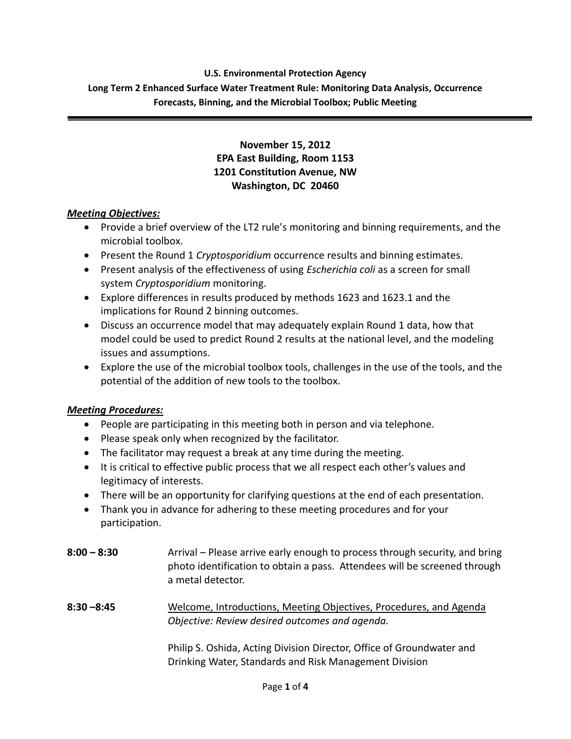**U.S. Environmental Protection Agency**

**Long Term 2 Enhanced Surface Water Treatment Rule: Monitoring Data Analysis, Occurrence Forecasts, Binning, and the Microbial Toolbox; Public Meeting**

---

**November 15, 2012**
**EPA East Building, Room 1153**
**1201 Constitution Avenue, NW**
**Washington, DC 20460**

***Meeting Objectives:***

- Provide a brief overview of the LT2 rule's monitoring and binning requirements, and the microbial toolbox.
- Present the Round 1 *Cryptosporidium* occurrence results and binning estimates.
- Present analysis of the effectiveness of using *Escherichia coli* as a screen for small system *Cryptosporidium* monitoring.
- Explore differences in results produced by methods 1623 and 1623.1 and the implications for Round 2 binning outcomes.
- Discuss an occurrence model that may adequately explain Round 1 data, how that model could be used to predict Round 2 results at the national level, and the modeling issues and assumptions.
- Explore the use of the microbial toolbox tools, challenges in the use of the tools, and the potential of the addition of new tools to the toolbox.

***Meeting Procedures:***

- People are participating in this meeting both in person and via telephone.
- Please speak only when recognized by the facilitator.
- The facilitator may request a break at any time during the meeting.
- It is critical to effective public process that we all respect each other's values and legitimacy of interests.
- There will be an opportunity for clarifying questions at the end of each presentation.
- Thank you in advance for adhering to these meeting procedures and for your participation.

**8:00 – 8:30** Arrival – Please arrive early enough to process through security, and bring photo identification to obtain a pass. Attendees will be screened through a metal detector.

**8:30 –8:45** Welcome, Introductions, Meeting Objectives, Procedures, and Agenda
*Objective: Review desired outcomes and agenda.*

Philip S. Oshida, Acting Division Director, Office of Groundwater and Drinking Water, Standards and Risk Management Division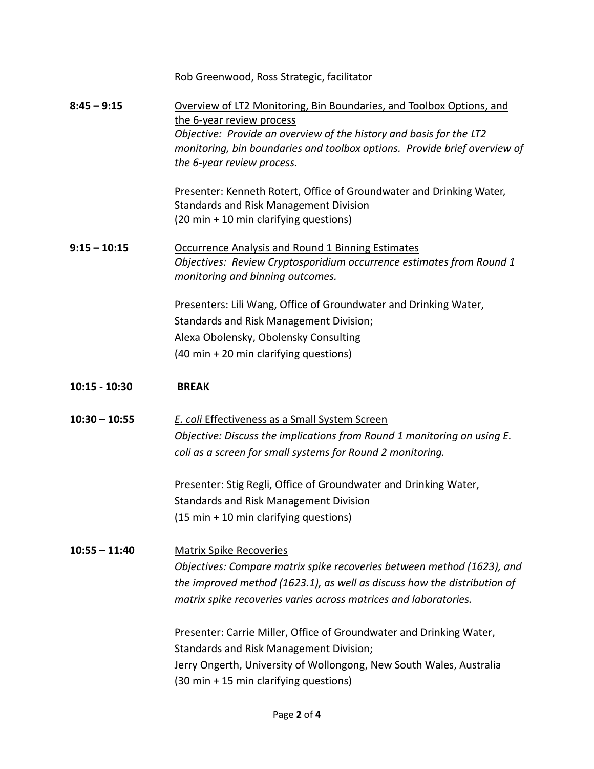Rob Greenwood, Ross Strategic, facilitator

**8:45 – 9:15** <u>Overview of LT2 Monitoring, Bin Boundaries, and Toolbox Options, and the 6-year review process</u>

*Objective: Provide an overview of the history and basis for the LT2 monitoring, bin boundaries and toolbox options. Provide brief overview of the 6-year review process.*

Presenter: Kenneth Rotert, Office of Groundwater and Drinking Water, Standards and Risk Management Division
(20 min + 10 min clarifying questions)

**9:15 – 10:15** <u>Occurrence Analysis and Round 1 Binning Estimates</u>

*Objectives: Review Cryptosporidium occurrence estimates from Round 1 monitoring and binning outcomes.*

Presenters: Lili Wang, Office of Groundwater and Drinking Water, Standards and Risk Management Division;
Alexa Obolensky, Obolensky Consulting
(40 min + 20 min clarifying questions)

**10:15 - 10:30** **BREAK**

**10:30 – 10:55** <u>*E. coli* Effectiveness as a Small System Screen</u>

*Objective: Discuss the implications from Round 1 monitoring on using E. coli as a screen for small systems for Round 2 monitoring.*

Presenter: Stig Regli, Office of Groundwater and Drinking Water, Standards and Risk Management Division
(15 min + 10 min clarifying questions)

**10:55 – 11:40** <u>Matrix Spike Recoveries</u>

*Objectives: Compare matrix spike recoveries between method (1623), and the improved method (1623.1), as well as discuss how the distribution of matrix spike recoveries varies across matrices and laboratories.*

Presenter: Carrie Miller, Office of Groundwater and Drinking Water, Standards and Risk Management Division;
Jerry Ongerth, University of Wollongong, New South Wales, Australia
(30 min + 15 min clarifying questions)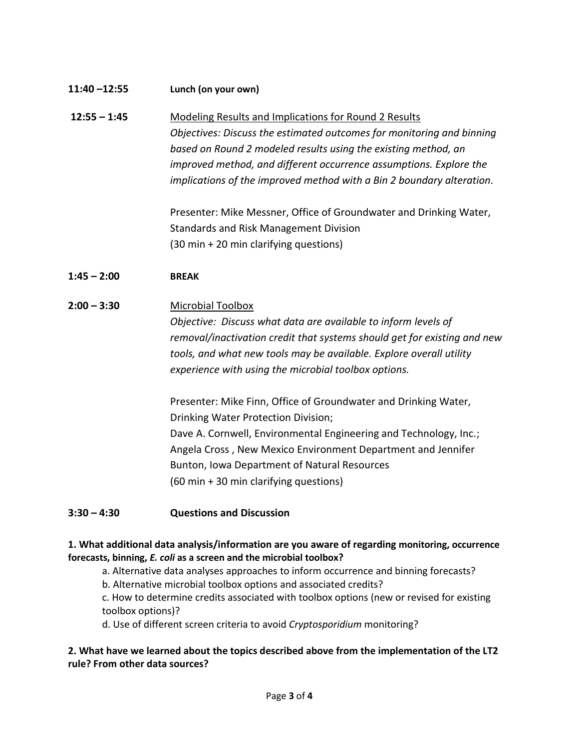**11:40 –12:55** **Lunch (on your own)**

**12:55 – 1:45** Modeling Results and Implications for Round 2 Results

*Objectives: Discuss the estimated outcomes for monitoring and binning based on Round 2 modeled results using the existing method, an improved method, and different occurrence assumptions. Explore the implications of the improved method with a Bin 2 boundary alteration.*

Presenter: Mike Messner, Office of Groundwater and Drinking Water, Standards and Risk Management Division
(30 min + 20 min clarifying questions)

**1:45 – 2:00** **BREAK**

**2:00 – 3:30** Microbial Toolbox

*Objective: Discuss what data are available to inform levels of removal/inactivation credit that systems should get for existing and new tools, and what new tools may be available. Explore overall utility experience with using the microbial toolbox options.*

Presenter: Mike Finn, Office of Groundwater and Drinking Water, Drinking Water Protection Division;
Dave A. Cornwell, Environmental Engineering and Technology, Inc.;
Angela Cross , New Mexico Environment Department and Jennifer Bunton, Iowa Department of Natural Resources
(60 min + 30 min clarifying questions)

**3:30 – 4:30** **Questions and Discussion**

**1. What additional data analysis/information are you aware of regarding monitoring, occurrence forecasts, binning, *E. coli* as a screen and the microbial toolbox?**

a. Alternative data analyses approaches to inform occurrence and binning forecasts?
b. Alternative microbial toolbox options and associated credits?
c. How to determine credits associated with toolbox options (new or revised for existing toolbox options)?
d. Use of different screen criteria to avoid *Cryptosporidium* monitoring?

**2. What have we learned about the topics described above from the implementation of the LT2 rule? From other data sources?**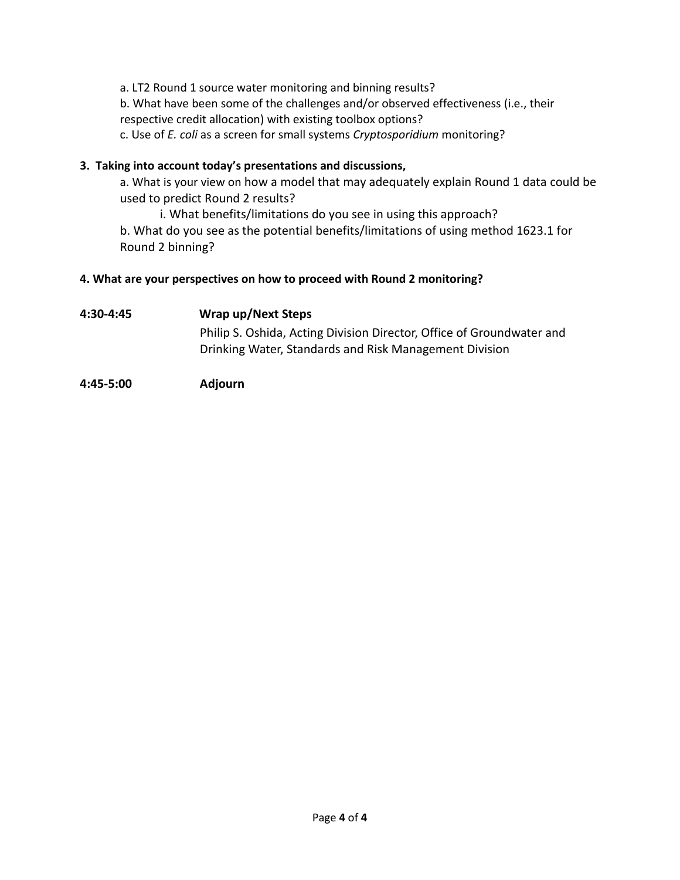a. LT2 Round 1 source water monitoring and binning results?
b. What have been some of the challenges and/or observed effectiveness (i.e., their respective credit allocation) with existing toolbox options?
c. Use of *E. coli* as a screen for small systems *Cryptosporidium* monitoring?

**3. Taking into account today's presentations and discussions,**

a. What is your view on how a model that may adequately explain Round 1 data could be used to predict Round 2 results?

i. What benefits/limitations do you see in using this approach?

b. What do you see as the potential benefits/limitations of using method 1623.1 for Round 2 binning?

**4. What are your perspectives on how to proceed with Round 2 monitoring?**

**4:30-4:45** **Wrap up/Next Steps**
Philip S. Oshida, Acting Division Director, Office of Groundwater and Drinking Water, Standards and Risk Management Division

**4:45-5:00** **Adjourn**